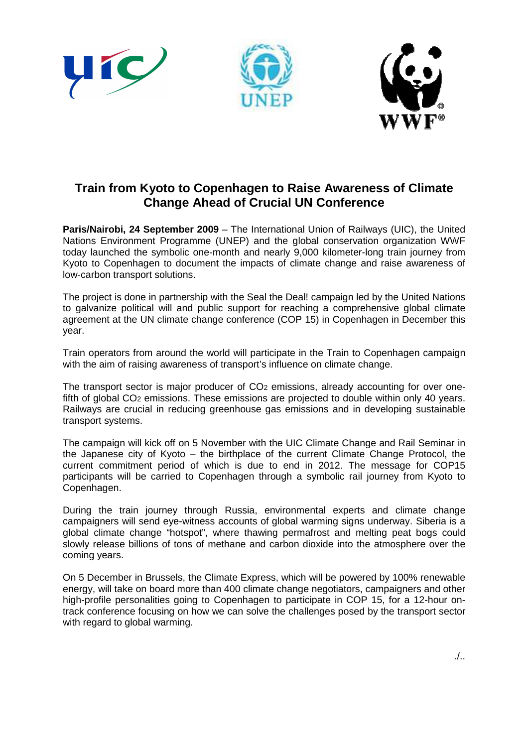# Train from Kyoto to Copenhagen to Raise Awareness of Climate Change Ahead of Crucial UN Conference

**Paris/Nairobi, 24 September 2009** – The International Union of Railways (UIC), the United Nations Environment Programme (UNEP) and the global conservation organization WWF today launched the symbolic one-month and nearly 9,000 kilometer-long train journey from Kyoto to Copenhagen to document the impacts of climate change and raise awareness of low-carbon transport solutions.

The project is done in partnership with the Seal the Deal! campaign led by the United Nations to galvanize political will and public support for reaching a comprehensive global climate agreement at the UN climate change conference (COP 15) in Copenhagen in December this year.

Train operators from around the world will participate in the Train to Copenhagen campaign with the aim of raising awareness of transport's influence on climate change.

The transport sector is major producer of $CO_2$ emissions, already accounting for over one-fifth of global $CO_2$ emissions. These emissions are projected to double within only 40 years. Railways are crucial in reducing greenhouse gas emissions and in developing sustainable transport systems.

The campaign will kick off on 5 November with the UIC Climate Change and Rail Seminar in the Japanese city of Kyoto – the birthplace of the current Climate Change Protocol, the current commitment period of which is due to end in 2012. The message for COP15 participants will be carried to Copenhagen through a symbolic rail journey from Kyoto to Copenhagen.

During the train journey through Russia, environmental experts and climate change campaigners will send eye-witness accounts of global warming signs underway. Siberia is a global climate change "hotspot", where thawing permafrost and melting peat bogs could slowly release billions of tons of methane and carbon dioxide into the atmosphere over the coming years.

On 5 December in Brussels, the Climate Express, which will be powered by 100% renewable energy, will take on board more than 400 climate change negotiators, campaigners and other high-profile personalities going to Copenhagen to participate in COP 15, for a 12-hour on-track conference focusing on how we can solve the challenges posed by the transport sector with regard to global warming.

./..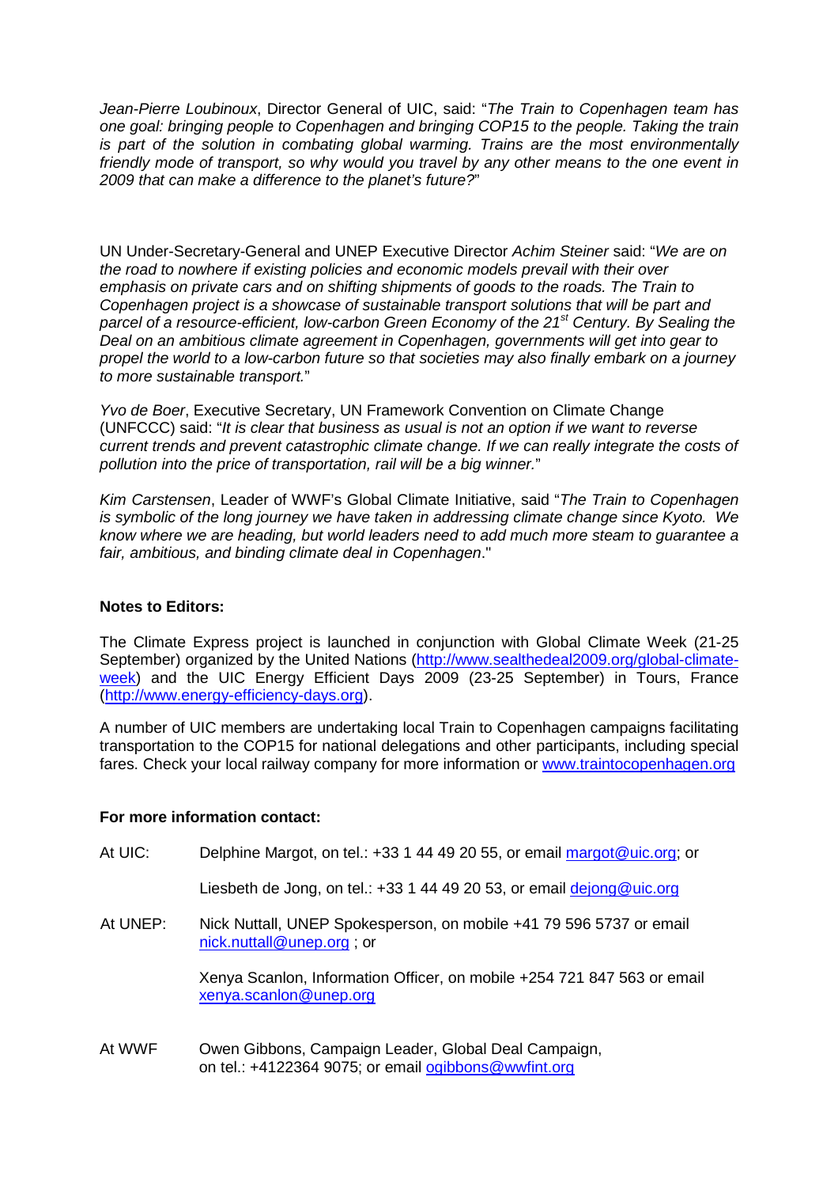*Jean-Pierre Loubinoux*, Director General of UIC, said: "*The Train to Copenhagen team has one goal: bringing people to Copenhagen and bringing COP15 to the people. Taking the train is part of the solution in combating global warming. Trains are the most environmentally friendly mode of transport, so why would you travel by any other means to the one event in 2009 that can make a difference to the planet's future?*"

UN Under-Secretary-General and UNEP Executive Director *Achim Steiner* said: "*We are on the road to nowhere if existing policies and economic models prevail with their over emphasis on private cars and on shifting shipments of goods to the roads. The Train to Copenhagen project is a showcase of sustainable transport solutions that will be part and parcel of a resource-efficient, low-carbon Green Economy of the 21st Century. By Sealing the Deal on an ambitious climate agreement in Copenhagen, governments will get into gear to propel the world to a low-carbon future so that societies may also finally embark on a journey to more sustainable transport.*"

*Yvo de Boer*, Executive Secretary, UN Framework Convention on Climate Change (UNFCCC) said: "*It is clear that business as usual is not an option if we want to reverse current trends and prevent catastrophic climate change. If we can really integrate the costs of pollution into the price of transportation, rail will be a big winner.*"

*Kim Carstensen*, Leader of WWF's Global Climate Initiative, said "*The Train to Copenhagen is symbolic of the long journey we have taken in addressing climate change since Kyoto. We know where we are heading, but world leaders need to add much more steam to guarantee a fair, ambitious, and binding climate deal in Copenhagen*."

**Notes to Editors:**

The Climate Express project is launched in conjunction with Global Climate Week (21-25 September) organized by the United Nations (http://www.sealthedeal2009.org/global-climate-week) and the UIC Energy Efficient Days 2009 (23-25 September) in Tours, France (http://www.energy-efficiency-days.org).

A number of UIC members are undertaking local Train to Copenhagen campaigns facilitating transportation to the COP15 for national delegations and other participants, including special fares. Check your local railway company for more information or www.traintocopenhagen.org

**For more information contact:**

At UIC: Delphine Margot, on tel.: +33 1 44 49 20 55, or email margot@uic.org; or

Liesbeth de Jong, on tel.: +33 1 44 49 20 53, or email dejong@uic.org

At UNEP: Nick Nuttall, UNEP Spokesperson, on mobile +41 79 596 5737 or email nick.nuttall@unep.org ; or

Xenya Scanlon, Information Officer, on mobile +254 721 847 563 or email xenya.scanlon@unep.org

At WWF Owen Gibbons, Campaign Leader, Global Deal Campaign, on tel.: +4122364 9075; or email ogibbons@wwfint.org